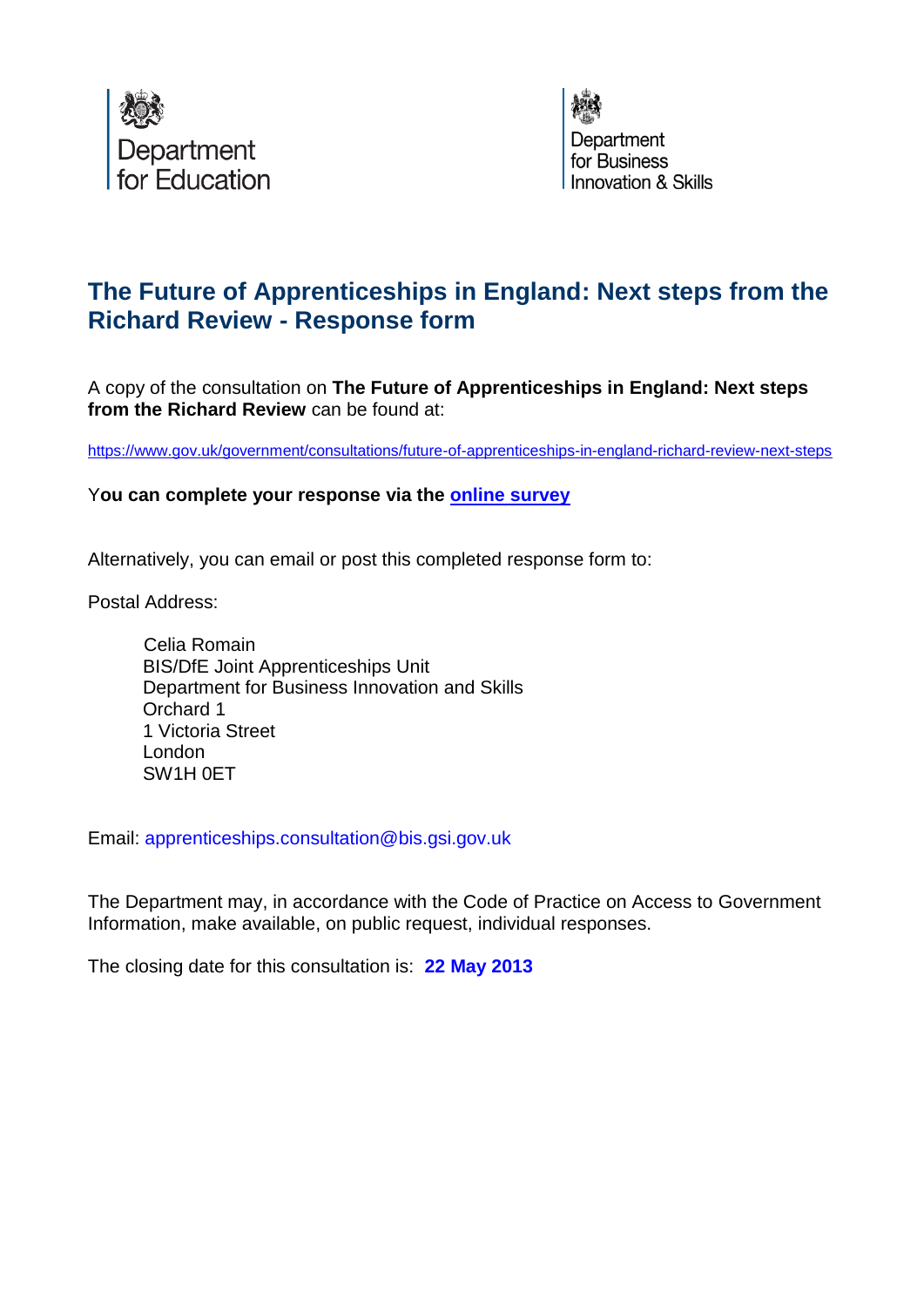Department for Education

Department for Business Innovation & Skills

# The Future of Apprenticeships in England: Next steps from the Richard Review - Response form

A copy of the consultation on **The Future of Apprenticeships in England: Next steps from the Richard Review** can be found at:

https://www.gov.uk/government/consultations/future-of-apprenticeships-in-england-richard-review-next-steps

**You can complete your response via the online survey**

Alternatively, you can email or post this completed response form to:

Postal Address:

Celia Romain
BIS/DfE Joint Apprenticeships Unit
Department for Business Innovation and Skills
Orchard 1
1 Victoria Street
London
SW1H 0ET

Email: apprenticeships.consultation@bis.gsi.gov.uk

The Department may, in accordance with the Code of Practice on Access to Government Information, make available, on public request, individual responses.

The closing date for this consultation is: **22 May 2013**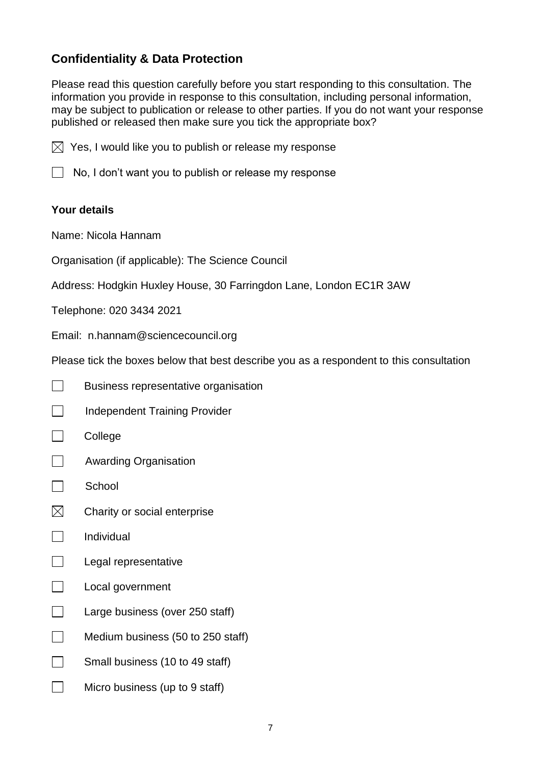## Confidentiality & Data Protection

Please read this question carefully before you start responding to this consultation. The information you provide in response to this consultation, including personal information, may be subject to publication or release to other parties. If you do not want your response published or released then make sure you tick the appropriate box?

☒ Yes, I would like you to publish or release my response

☐ No, I don't want you to publish or release my response

**Your details**

Name: Nicola Hannam

Organisation (if applicable): The Science Council

Address: Hodgkin Huxley House, 30 Farringdon Lane, London EC1R 3AW

Telephone: 020 3434 2021

Email: n.hannam@sciencecouncil.org

Please tick the boxes below that best describe you as a respondent to this consultation

☐ Business representative organisation

☐ Independent Training Provider

☐ College

☐ Awarding Organisation

☐ School

☒ Charity or social enterprise

☐ Individual

☐ Legal representative

☐ Local government

☐ Large business (over 250 staff)

☐ Medium business (50 to 250 staff)

☐ Small business (10 to 49 staff)

☐ Micro business (up to 9 staff)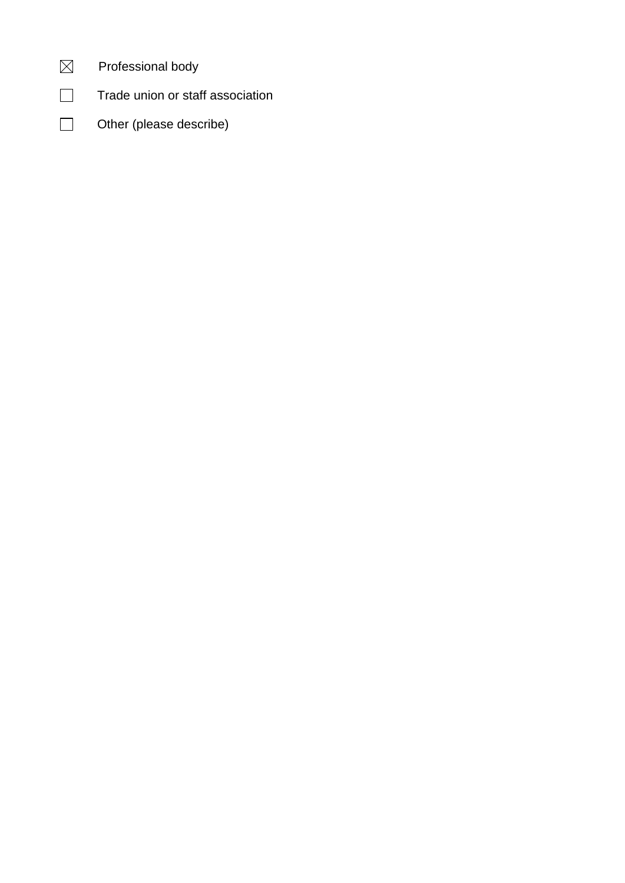- ☒ Professional body
- ☐ Trade union or staff association
- ☐ Other (please describe)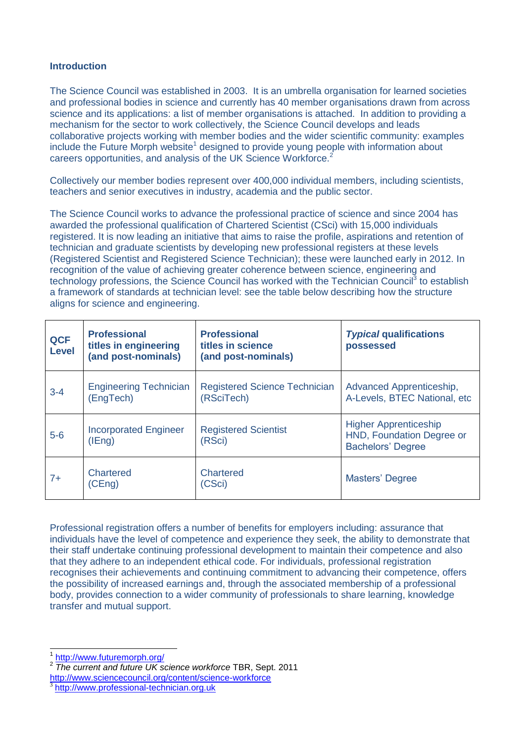## Introduction

The Science Council was established in 2003. It is an umbrella organisation for learned societies and professional bodies in science and currently has 40 member organisations drawn from across science and its applications: a list of member organisations is attached. In addition to providing a mechanism for the sector to work collectively, the Science Council develops and leads collaborative projects working with member bodies and the wider scientific community: examples include the Future Morph website[1] designed to provide young people with information about careers opportunities, and analysis of the UK Science Workforce.[2]

Collectively our member bodies represent over 400,000 individual members, including scientists, teachers and senior executives in industry, academia and the public sector.

The Science Council works to advance the professional practice of science and since 2004 has awarded the professional qualification of Chartered Scientist (CSci) with 15,000 individuals registered. It is now leading an initiative that aims to raise the profile, aspirations and retention of technician and graduate scientists by developing new professional registers at these levels (Registered Scientist and Registered Science Technician); these were launched early in 2012. In recognition of the value of achieving greater coherence between science, engineering and technology professions, the Science Council has worked with the Technician Council[3] to establish a framework of standards at technician level: see the table below describing how the structure aligns for science and engineering.

| QCF Level | Professional titles in engineering (and post-nominals) | Professional titles in science (and post-nominals) | *Typical* qualifications possessed |
|---|---|---|---|
| 3-4 | Engineering Technician (EngTech) | Registered Science Technician (RSciTech) | Advanced Apprenticeship, A-Levels, BTEC National, etc |
| 5-6 | Incorporated Engineer (IEng) | Registered Scientist (RSci) | Higher Apprenticeship HND, Foundation Degree or Bachelors' Degree |
| 7+ | Chartered (CEng) | Chartered (CSci) | Masters' Degree |

Professional registration offers a number of benefits for employers including: assurance that individuals have the level of competence and experience they seek, the ability to demonstrate that their staff undertake continuing professional development to maintain their competence and also that they adhere to an independent ethical code. For individuals, professional registration recognises their achievements and continuing commitment to advancing their competence, offers the possibility of increased earnings and, through the associated membership of a professional body, provides connection to a wider community of professionals to share learning, knowledge transfer and mutual support.

---

[1] http://www.futuremorph.org/

[2] *The current and future UK science workforce* TBR, Sept. 2011 http://www.sciencecouncil.org/content/science-workforce

[3] http://www.professional-technician.org.uk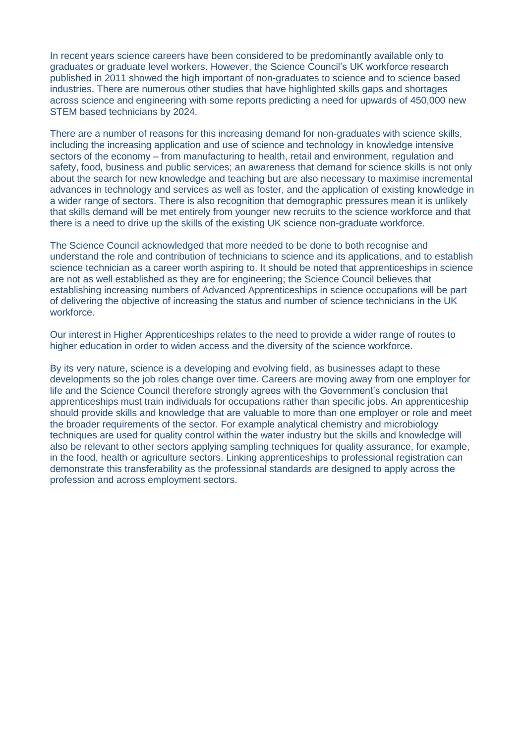In recent years science careers have been considered to be predominantly available only to graduates or graduate level workers. However, the Science Council's UK workforce research published in 2011 showed the high important of non-graduates to science and to science based industries. There are numerous other studies that have highlighted skills gaps and shortages across science and engineering with some reports predicting a need for upwards of 450,000 new STEM based technicians by 2024.

There are a number of reasons for this increasing demand for non-graduates with science skills, including the increasing application and use of science and technology in knowledge intensive sectors of the economy – from manufacturing to health, retail and environment, regulation and safety, food, business and public services; an awareness that demand for science skills is not only about the search for new knowledge and teaching but are also necessary to maximise incremental advances in technology and services as well as foster, and the application of existing knowledge in a wider range of sectors. There is also recognition that demographic pressures mean it is unlikely that skills demand will be met entirely from younger new recruits to the science workforce and that there is a need to drive up the skills of the existing UK science non-graduate workforce.

The Science Council acknowledged that more needed to be done to both recognise and understand the role and contribution of technicians to science and its applications, and to establish science technician as a career worth aspiring to. It should be noted that apprenticeships in science are not as well established as they are for engineering; the Science Council believes that establishing increasing numbers of Advanced Apprenticeships in science occupations will be part of delivering the objective of increasing the status and number of science technicians in the UK workforce.

Our interest in Higher Apprenticeships relates to the need to provide a wider range of routes to higher education in order to widen access and the diversity of the science workforce.

By its very nature, science is a developing and evolving field, as businesses adapt to these developments so the job roles change over time. Careers are moving away from one employer for life and the Science Council therefore strongly agrees with the Government's conclusion that apprenticeships must train individuals for occupations rather than specific jobs. An apprenticeship should provide skills and knowledge that are valuable to more than one employer or role and meet the broader requirements of the sector. For example analytical chemistry and microbiology techniques are used for quality control within the water industry but the skills and knowledge will also be relevant to other sectors applying sampling techniques for quality assurance, for example, in the food, health or agriculture sectors. Linking apprenticeships to professional registration can demonstrate this transferability as the professional standards are designed to apply across the profession and across employment sectors.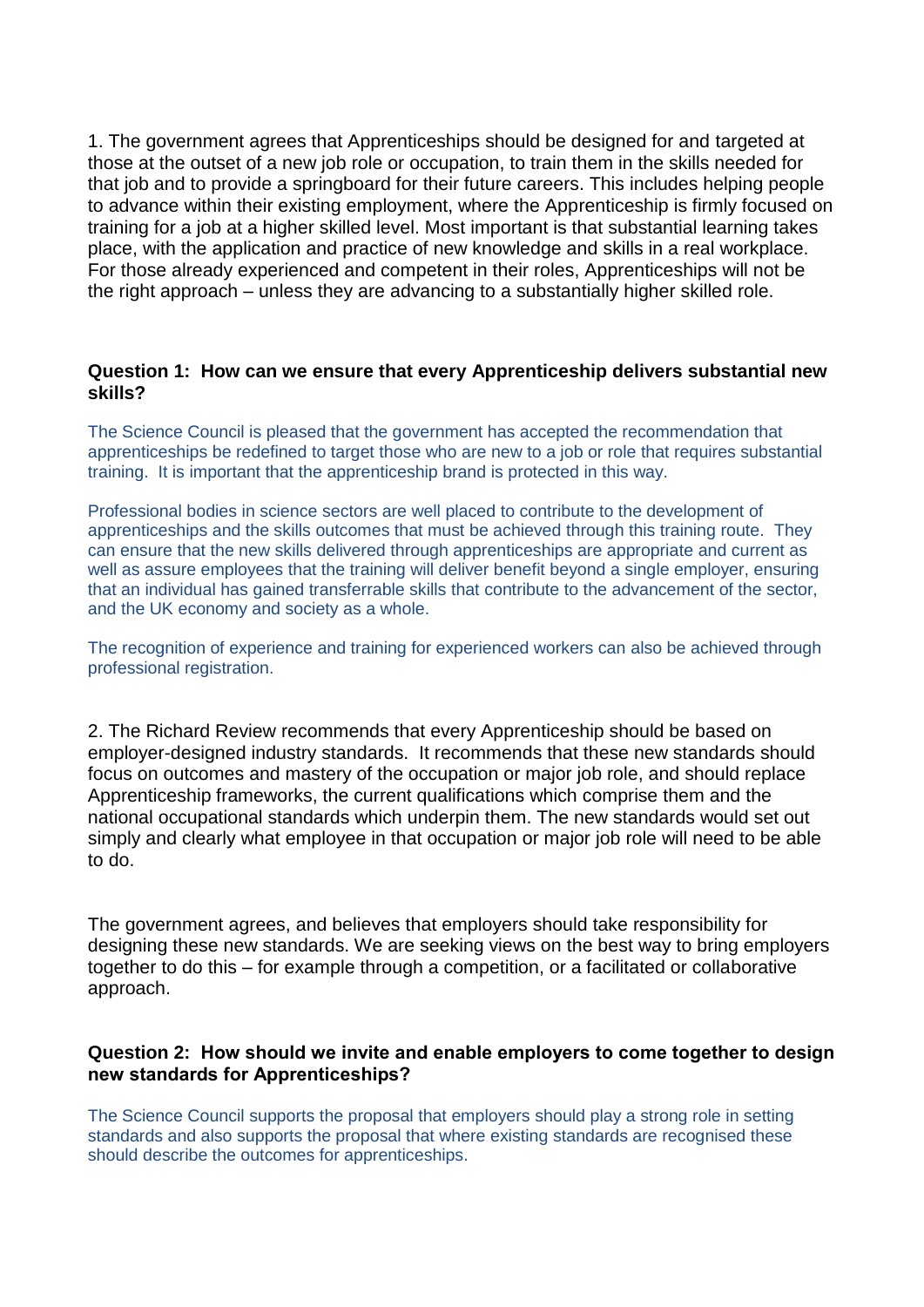1. The government agrees that Apprenticeships should be designed for and targeted at those at the outset of a new job role or occupation, to train them in the skills needed for that job and to provide a springboard for their future careers. This includes helping people to advance within their existing employment, where the Apprenticeship is firmly focused on training for a job at a higher skilled level. Most important is that substantial learning takes place, with the application and practice of new knowledge and skills in a real workplace. For those already experienced and competent in their roles, Apprenticeships will not be the right approach – unless they are advancing to a substantially higher skilled role.

**Question 1: How can we ensure that every Apprenticeship delivers substantial new skills?**

The Science Council is pleased that the government has accepted the recommendation that apprenticeships be redefined to target those who are new to a job or role that requires substantial training. It is important that the apprenticeship brand is protected in this way.

Professional bodies in science sectors are well placed to contribute to the development of apprenticeships and the skills outcomes that must be achieved through this training route. They can ensure that the new skills delivered through apprenticeships are appropriate and current as well as assure employees that the training will deliver benefit beyond a single employer, ensuring that an individual has gained transferrable skills that contribute to the advancement of the sector, and the UK economy and society as a whole.

The recognition of experience and training for experienced workers can also be achieved through professional registration.

2. The Richard Review recommends that every Apprenticeship should be based on employer-designed industry standards. It recommends that these new standards should focus on outcomes and mastery of the occupation or major job role, and should replace Apprenticeship frameworks, the current qualifications which comprise them and the national occupational standards which underpin them. The new standards would set out simply and clearly what employee in that occupation or major job role will need to be able to do.

The government agrees, and believes that employers should take responsibility for designing these new standards. We are seeking views on the best way to bring employers together to do this – for example through a competition, or a facilitated or collaborative approach.

**Question 2: How should we invite and enable employers to come together to design new standards for Apprenticeships?**

The Science Council supports the proposal that employers should play a strong role in setting standards and also supports the proposal that where existing standards are recognised these should describe the outcomes for apprenticeships.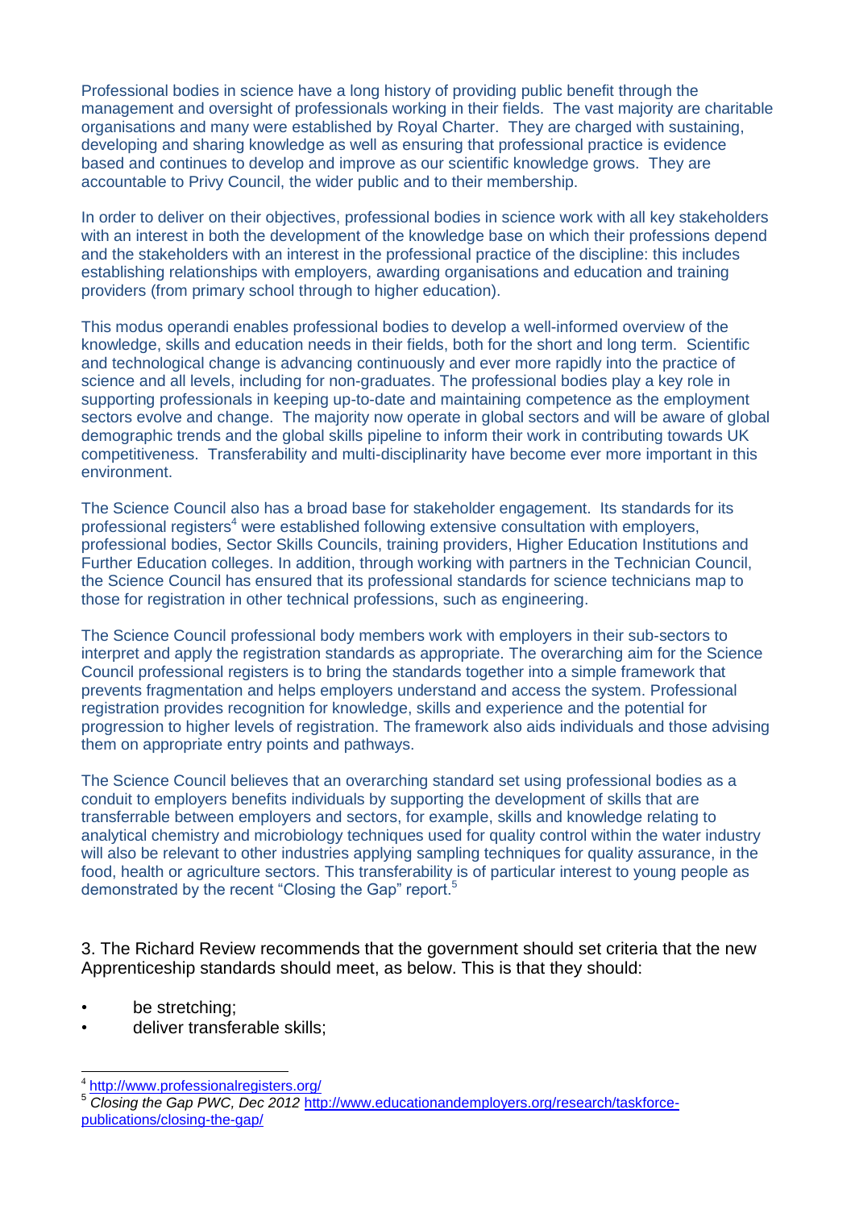Professional bodies in science have a long history of providing public benefit through the management and oversight of professionals working in their fields. The vast majority are charitable organisations and many were established by Royal Charter. They are charged with sustaining, developing and sharing knowledge as well as ensuring that professional practice is evidence based and continues to develop and improve as our scientific knowledge grows. They are accountable to Privy Council, the wider public and to their membership.

In order to deliver on their objectives, professional bodies in science work with all key stakeholders with an interest in both the development of the knowledge base on which their professions depend and the stakeholders with an interest in the professional practice of the discipline: this includes establishing relationships with employers, awarding organisations and education and training providers (from primary school through to higher education).

This modus operandi enables professional bodies to develop a well-informed overview of the knowledge, skills and education needs in their fields, both for the short and long term. Scientific and technological change is advancing continuously and ever more rapidly into the practice of science and all levels, including for non-graduates. The professional bodies play a key role in supporting professionals in keeping up-to-date and maintaining competence as the employment sectors evolve and change. The majority now operate in global sectors and will be aware of global demographic trends and the global skills pipeline to inform their work in contributing towards UK competitiveness. Transferability and multi-disciplinarity have become ever more important in this environment.

The Science Council also has a broad base for stakeholder engagement. Its standards for its professional registers[4] were established following extensive consultation with employers, professional bodies, Sector Skills Councils, training providers, Higher Education Institutions and Further Education colleges. In addition, through working with partners in the Technician Council, the Science Council has ensured that its professional standards for science technicians map to those for registration in other technical professions, such as engineering.

The Science Council professional body members work with employers in their sub-sectors to interpret and apply the registration standards as appropriate. The overarching aim for the Science Council professional registers is to bring the standards together into a simple framework that prevents fragmentation and helps employers understand and access the system. Professional registration provides recognition for knowledge, skills and experience and the potential for progression to higher levels of registration. The framework also aids individuals and those advising them on appropriate entry points and pathways.

The Science Council believes that an overarching standard set using professional bodies as a conduit to employers benefits individuals by supporting the development of skills that are transferrable between employers and sectors, for example, skills and knowledge relating to analytical chemistry and microbiology techniques used for quality control within the water industry will also be relevant to other industries applying sampling techniques for quality assurance, in the food, health or agriculture sectors. This transferability is of particular interest to young people as demonstrated by the recent "Closing the Gap" report.[5]

3. The Richard Review recommends that the government should set criteria that the new Apprenticeship standards should meet, as below. This is that they should:

- be stretching;
- deliver transferable skills;

[4] http://www.professionalregisters.org/

[5] *Closing the Gap PWC, Dec 2012* http://www.educationandemployers.org/research/taskforce-publications/closing-the-gap/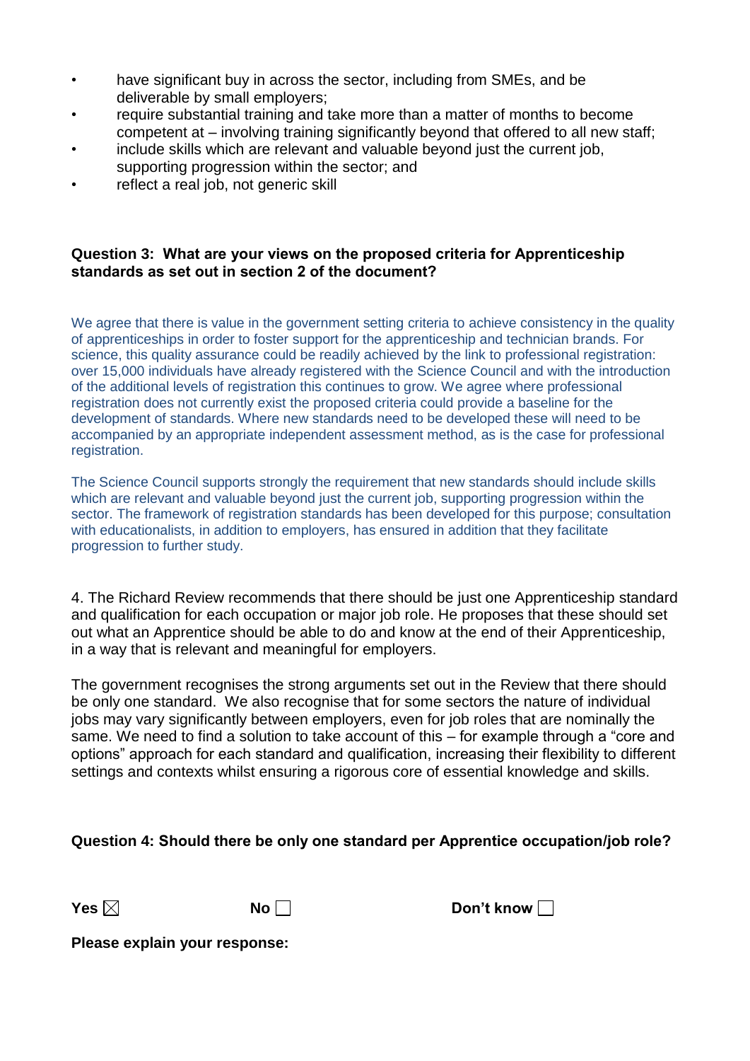- have significant buy in across the sector, including from SMEs, and be deliverable by small employers;
- require substantial training and take more than a matter of months to become competent at – involving training significantly beyond that offered to all new staff;
- include skills which are relevant and valuable beyond just the current job, supporting progression within the sector; and
- reflect a real job, not generic skill

**Question 3: What are your views on the proposed criteria for Apprenticeship standards as set out in section 2 of the document?**

We agree that there is value in the government setting criteria to achieve consistency in the quality of apprenticeships in order to foster support for the apprenticeship and technician brands. For science, this quality assurance could be readily achieved by the link to professional registration: over 15,000 individuals have already registered with the Science Council and with the introduction of the additional levels of registration this continues to grow. We agree where professional registration does not currently exist the proposed criteria could provide a baseline for the development of standards. Where new standards need to be developed these will need to be accompanied by an appropriate independent assessment method, as is the case for professional registration.

The Science Council supports strongly the requirement that new standards should include skills which are relevant and valuable beyond just the current job, supporting progression within the sector. The framework of registration standards has been developed for this purpose; consultation with educationalists, in addition to employers, has ensured in addition that they facilitate progression to further study.

4. The Richard Review recommends that there should be just one Apprenticeship standard and qualification for each occupation or major job role. He proposes that these should set out what an Apprentice should be able to do and know at the end of their Apprenticeship, in a way that is relevant and meaningful for employers.

The government recognises the strong arguments set out in the Review that there should be only one standard. We also recognise that for some sectors the nature of individual jobs may vary significantly between employers, even for job roles that are nominally the same. We need to find a solution to take account of this – for example through a "core and options" approach for each standard and qualification, increasing their flexibility to different settings and contexts whilst ensuring a rigorous core of essential knowledge and skills.

**Question 4: Should there be only one standard per Apprentice occupation/job role?**

**Yes** ☒ **No** ☐ **Don't know** ☐

**Please explain your response:**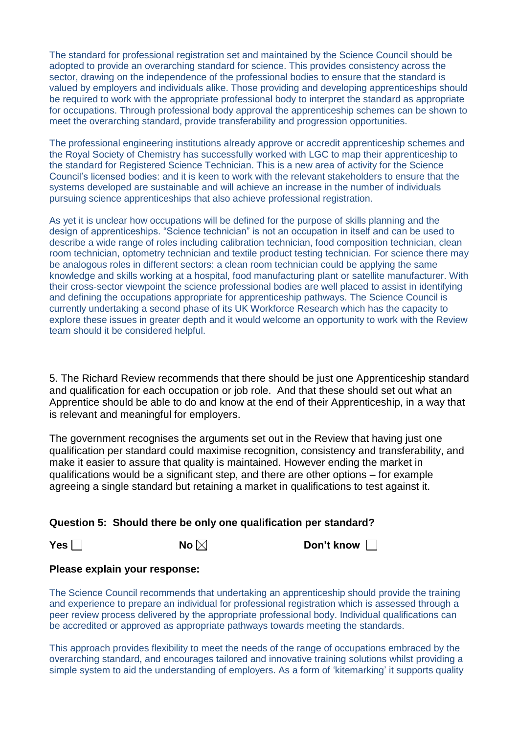The standard for professional registration set and maintained by the Science Council should be adopted to provide an overarching standard for science. This provides consistency across the sector, drawing on the independence of the professional bodies to ensure that the standard is valued by employers and individuals alike. Those providing and developing apprenticeships should be required to work with the appropriate professional body to interpret the standard as appropriate for occupations. Through professional body approval the apprenticeship schemes can be shown to meet the overarching standard, provide transferability and progression opportunities.

The professional engineering institutions already approve or accredit apprenticeship schemes and the Royal Society of Chemistry has successfully worked with LGC to map their apprenticeship to the standard for Registered Science Technician. This is a new area of activity for the Science Council's licensed bodies: and it is keen to work with the relevant stakeholders to ensure that the systems developed are sustainable and will achieve an increase in the number of individuals pursuing science apprenticeships that also achieve professional registration.

As yet it is unclear how occupations will be defined for the purpose of skills planning and the design of apprenticeships. "Science technician" is not an occupation in itself and can be used to describe a wide range of roles including calibration technician, food composition technician, clean room technician, optometry technician and textile product testing technician. For science there may be analogous roles in different sectors: a clean room technician could be applying the same knowledge and skills working at a hospital, food manufacturing plant or satellite manufacturer. With their cross-sector viewpoint the science professional bodies are well placed to assist in identifying and defining the occupations appropriate for apprenticeship pathways. The Science Council is currently undertaking a second phase of its UK Workforce Research which has the capacity to explore these issues in greater depth and it would welcome an opportunity to work with the Review team should it be considered helpful.

5. The Richard Review recommends that there should be just one Apprenticeship standard and qualification for each occupation or job role. And that these should set out what an Apprentice should be able to do and know at the end of their Apprenticeship, in a way that is relevant and meaningful for employers.

The government recognises the arguments set out in the Review that having just one qualification per standard could maximise recognition, consistency and transferability, and make it easier to assure that quality is maintained. However ending the market in qualifications would be a significant step, and there are other options – for example agreeing a single standard but retaining a market in qualifications to test against it.

**Question 5: Should there be only one qualification per standard?**

**Yes** ☐ **No** ☒ **Don't know** ☐

**Please explain your response:**

The Science Council recommends that undertaking an apprenticeship should provide the training and experience to prepare an individual for professional registration which is assessed through a peer review process delivered by the appropriate professional body. Individual qualifications can be accredited or approved as appropriate pathways towards meeting the standards.

This approach provides flexibility to meet the needs of the range of occupations embraced by the overarching standard, and encourages tailored and innovative training solutions whilst providing a simple system to aid the understanding of employers. As a form of 'kitemarking' it supports quality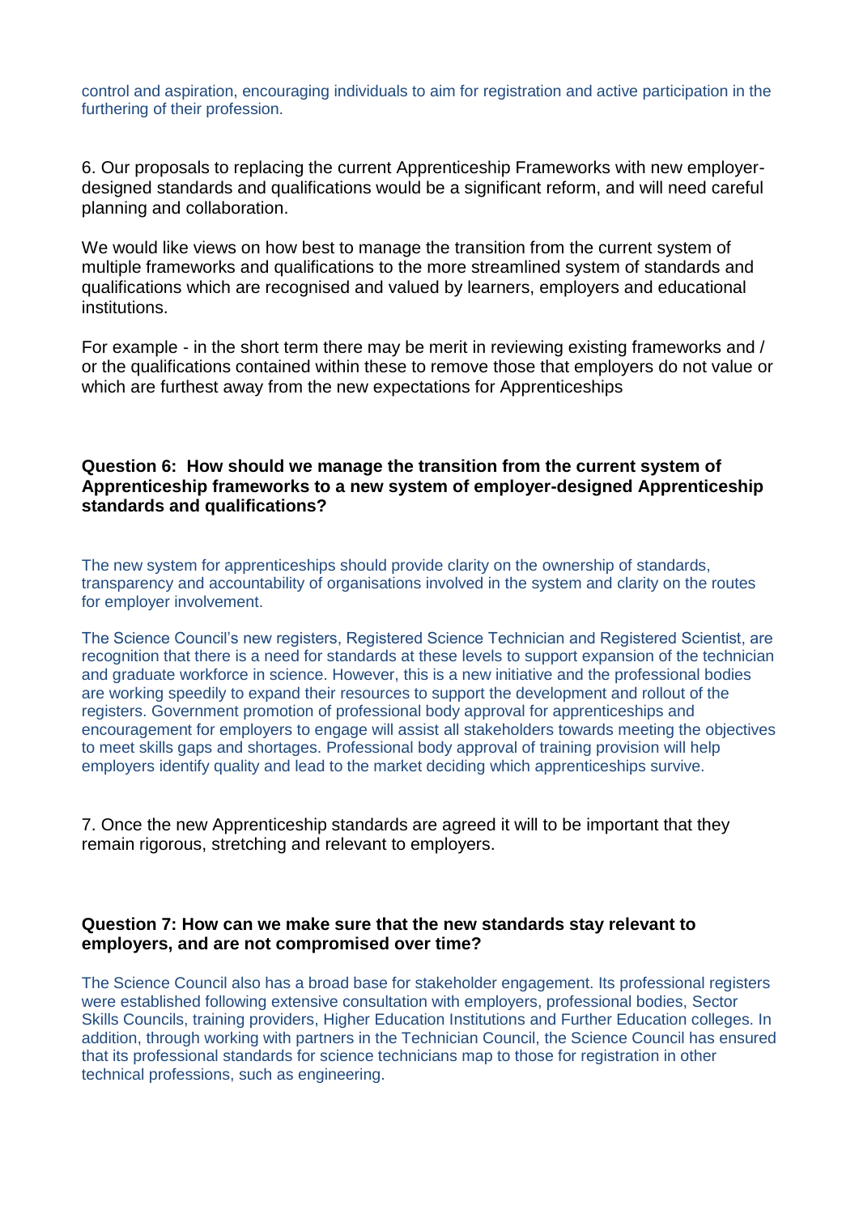control and aspiration, encouraging individuals to aim for registration and active participation in the furthering of their profession.

6. Our proposals to replacing the current Apprenticeship Frameworks with new employer-designed standards and qualifications would be a significant reform, and will need careful planning and collaboration.

We would like views on how best to manage the transition from the current system of multiple frameworks and qualifications to the more streamlined system of standards and qualifications which are recognised and valued by learners, employers and educational institutions.

For example - in the short term there may be merit in reviewing existing frameworks and / or the qualifications contained within these to remove those that employers do not value or which are furthest away from the new expectations for Apprenticeships

**Question 6: How should we manage the transition from the current system of Apprenticeship frameworks to a new system of employer-designed Apprenticeship standards and qualifications?**

The new system for apprenticeships should provide clarity on the ownership of standards, transparency and accountability of organisations involved in the system and clarity on the routes for employer involvement.

The Science Council's new registers, Registered Science Technician and Registered Scientist, are recognition that there is a need for standards at these levels to support expansion of the technician and graduate workforce in science. However, this is a new initiative and the professional bodies are working speedily to expand their resources to support the development and rollout of the registers. Government promotion of professional body approval for apprenticeships and encouragement for employers to engage will assist all stakeholders towards meeting the objectives to meet skills gaps and shortages. Professional body approval of training provision will help employers identify quality and lead to the market deciding which apprenticeships survive.

7. Once the new Apprenticeship standards are agreed it will to be important that they remain rigorous, stretching and relevant to employers.

**Question 7: How can we make sure that the new standards stay relevant to employers, and are not compromised over time?**

The Science Council also has a broad base for stakeholder engagement. Its professional registers were established following extensive consultation with employers, professional bodies, Sector Skills Councils, training providers, Higher Education Institutions and Further Education colleges. In addition, through working with partners in the Technician Council, the Science Council has ensured that its professional standards for science technicians map to those for registration in other technical professions, such as engineering.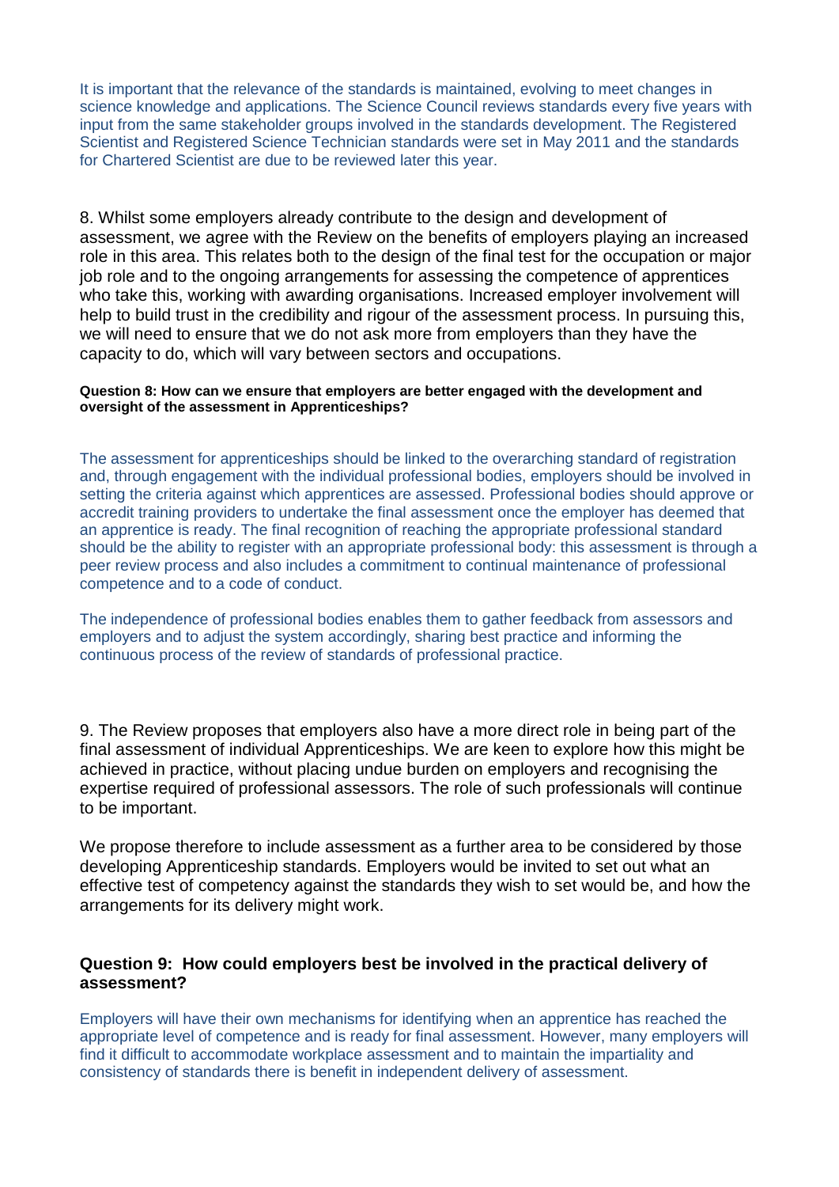It is important that the relevance of the standards is maintained, evolving to meet changes in science knowledge and applications. The Science Council reviews standards every five years with input from the same stakeholder groups involved in the standards development. The Registered Scientist and Registered Science Technician standards were set in May 2011 and the standards for Chartered Scientist are due to be reviewed later this year.

8. Whilst some employers already contribute to the design and development of assessment, we agree with the Review on the benefits of employers playing an increased role in this area. This relates both to the design of the final test for the occupation or major job role and to the ongoing arrangements for assessing the competence of apprentices who take this, working with awarding organisations. Increased employer involvement will help to build trust in the credibility and rigour of the assessment process. In pursuing this, we will need to ensure that we do not ask more from employers than they have the capacity to do, which will vary between sectors and occupations.

**Question 8: How can we ensure that employers are better engaged with the development and oversight of the assessment in Apprenticeships?**

The assessment for apprenticeships should be linked to the overarching standard of registration and, through engagement with the individual professional bodies, employers should be involved in setting the criteria against which apprentices are assessed. Professional bodies should approve or accredit training providers to undertake the final assessment once the employer has deemed that an apprentice is ready. The final recognition of reaching the appropriate professional standard should be the ability to register with an appropriate professional body: this assessment is through a peer review process and also includes a commitment to continual maintenance of professional competence and to a code of conduct.

The independence of professional bodies enables them to gather feedback from assessors and employers and to adjust the system accordingly, sharing best practice and informing the continuous process of the review of standards of professional practice.

9. The Review proposes that employers also have a more direct role in being part of the final assessment of individual Apprenticeships. We are keen to explore how this might be achieved in practice, without placing undue burden on employers and recognising the expertise required of professional assessors. The role of such professionals will continue to be important.

We propose therefore to include assessment as a further area to be considered by those developing Apprenticeship standards. Employers would be invited to set out what an effective test of competency against the standards they wish to set would be, and how the arrangements for its delivery might work.

### Question 9: How could employers best be involved in the practical delivery of assessment?

Employers will have their own mechanisms for identifying when an apprentice has reached the appropriate level of competence and is ready for final assessment. However, many employers will find it difficult to accommodate workplace assessment and to maintain the impartiality and consistency of standards there is benefit in independent delivery of assessment.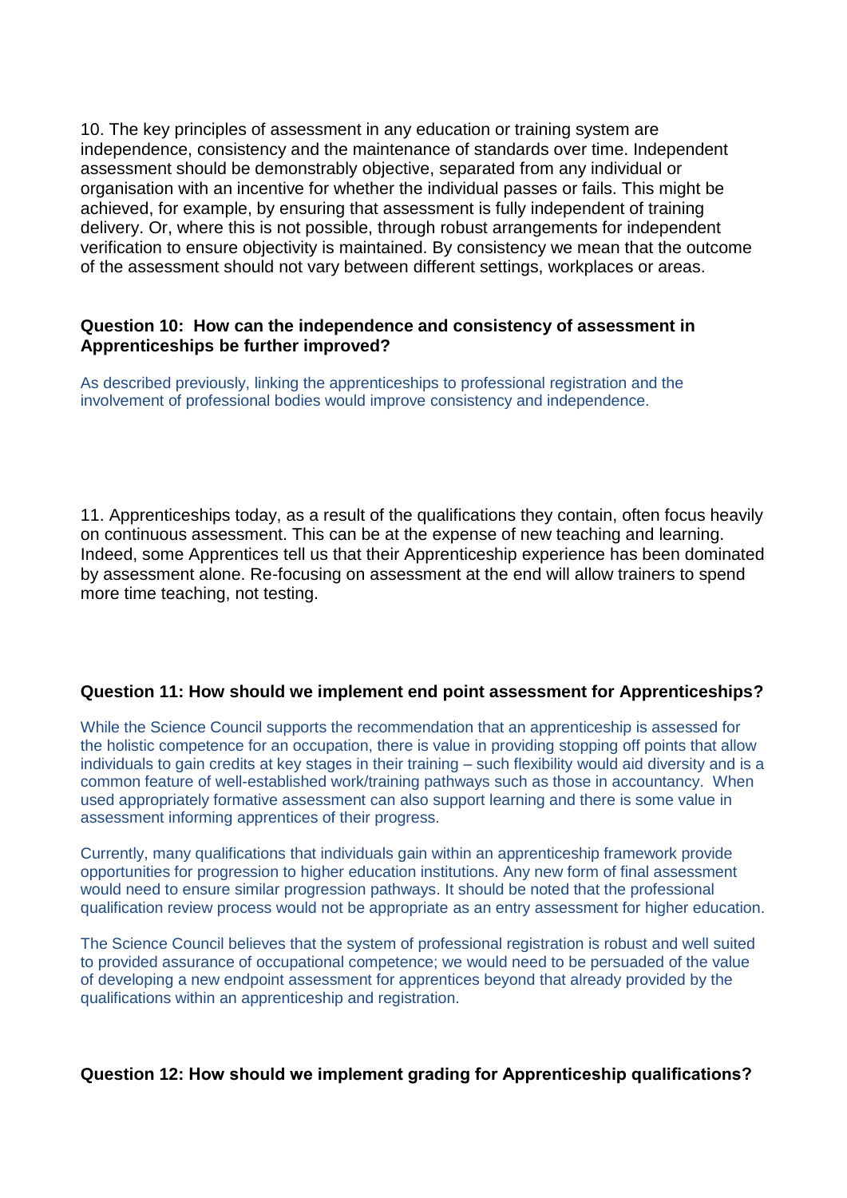10. The key principles of assessment in any education or training system are independence, consistency and the maintenance of standards over time. Independent assessment should be demonstrably objective, separated from any individual or organisation with an incentive for whether the individual passes or fails. This might be achieved, for example, by ensuring that assessment is fully independent of training delivery. Or, where this is not possible, through robust arrangements for independent verification to ensure objectivity is maintained. By consistency we mean that the outcome of the assessment should not vary between different settings, workplaces or areas.

**Question 10: How can the independence and consistency of assessment in Apprenticeships be further improved?**

As described previously, linking the apprenticeships to professional registration and the involvement of professional bodies would improve consistency and independence.

11. Apprenticeships today, as a result of the qualifications they contain, often focus heavily on continuous assessment. This can be at the expense of new teaching and learning. Indeed, some Apprentices tell us that their Apprenticeship experience has been dominated by assessment alone. Re-focusing on assessment at the end will allow trainers to spend more time teaching, not testing.

**Question 11: How should we implement end point assessment for Apprenticeships?**

While the Science Council supports the recommendation that an apprenticeship is assessed for the holistic competence for an occupation, there is value in providing stopping off points that allow individuals to gain credits at key stages in their training – such flexibility would aid diversity and is a common feature of well-established work/training pathways such as those in accountancy. When used appropriately formative assessment can also support learning and there is some value in assessment informing apprentices of their progress.

Currently, many qualifications that individuals gain within an apprenticeship framework provide opportunities for progression to higher education institutions. Any new form of final assessment would need to ensure similar progression pathways. It should be noted that the professional qualification review process would not be appropriate as an entry assessment for higher education.

The Science Council believes that the system of professional registration is robust and well suited to provided assurance of occupational competence; we would need to be persuaded of the value of developing a new endpoint assessment for apprentices beyond that already provided by the qualifications within an apprenticeship and registration.

**Question 12: How should we implement grading for Apprenticeship qualifications?**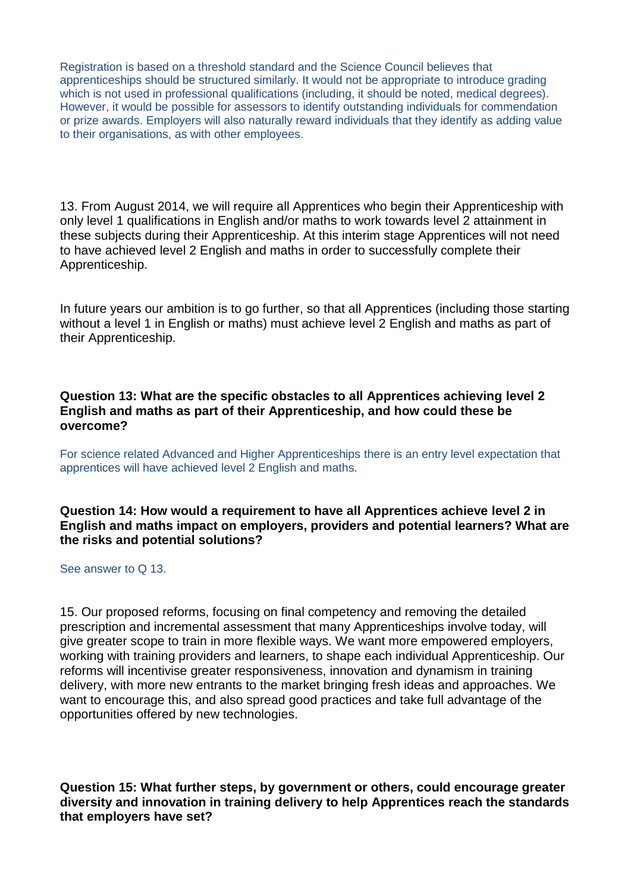Registration is based on a threshold standard and the Science Council believes that apprenticeships should be structured similarly. It would not be appropriate to introduce grading which is not used in professional qualifications (including, it should be noted, medical degrees). However, it would be possible for assessors to identify outstanding individuals for commendation or prize awards. Employers will also naturally reward individuals that they identify as adding value to their organisations, as with other employees.

13. From August 2014, we will require all Apprentices who begin their Apprenticeship with only level 1 qualifications in English and/or maths to work towards level 2 attainment in these subjects during their Apprenticeship. At this interim stage Apprentices will not need to have achieved level 2 English and maths in order to successfully complete their Apprenticeship.

In future years our ambition is to go further, so that all Apprentices (including those starting without a level 1 in English or maths) must achieve level 2 English and maths as part of their Apprenticeship.

**Question 13: What are the specific obstacles to all Apprentices achieving level 2 English and maths as part of their Apprenticeship, and how could these be overcome?**

For science related Advanced and Higher Apprenticeships there is an entry level expectation that apprentices will have achieved level 2 English and maths.

**Question 14: How would a requirement to have all Apprentices achieve level 2 in English and maths impact on employers, providers and potential learners? What are the risks and potential solutions?**

See answer to Q 13.

15. Our proposed reforms, focusing on final competency and removing the detailed prescription and incremental assessment that many Apprenticeships involve today, will give greater scope to train in more flexible ways. We want more empowered employers, working with training providers and learners, to shape each individual Apprenticeship. Our reforms will incentivise greater responsiveness, innovation and dynamism in training delivery, with more new entrants to the market bringing fresh ideas and approaches. We want to encourage this, and also spread good practices and take full advantage of the opportunities offered by new technologies.

**Question 15: What further steps, by government or others, could encourage greater diversity and innovation in training delivery to help Apprentices reach the standards that employers have set?**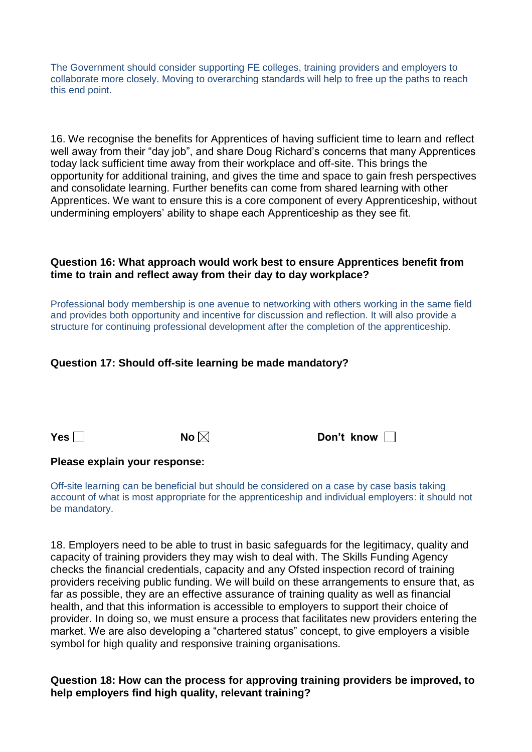The Government should consider supporting FE colleges, training providers and employers to collaborate more closely. Moving to overarching standards will help to free up the paths to reach this end point.

16. We recognise the benefits for Apprentices of having sufficient time to learn and reflect well away from their "day job", and share Doug Richard's concerns that many Apprentices today lack sufficient time away from their workplace and off-site. This brings the opportunity for additional training, and gives the time and space to gain fresh perspectives and consolidate learning. Further benefits can come from shared learning with other Apprentices. We want to ensure this is a core component of every Apprenticeship, without undermining employers' ability to shape each Apprenticeship as they see fit.

**Question 16: What approach would work best to ensure Apprentices benefit from time to train and reflect away from their day to day workplace?**

Professional body membership is one avenue to networking with others working in the same field and provides both opportunity and incentive for discussion and reflection. It will also provide a structure for continuing professional development after the completion of the apprenticeship.

**Question 17: Should off-site learning be made mandatory?**

**Yes** ☐ **No** ☒ **Don't know** ☐

**Please explain your response:**

Off-site learning can be beneficial but should be considered on a case by case basis taking account of what is most appropriate for the apprenticeship and individual employers: it should not be mandatory.

18. Employers need to be able to trust in basic safeguards for the legitimacy, quality and capacity of training providers they may wish to deal with. The Skills Funding Agency checks the financial credentials, capacity and any Ofsted inspection record of training providers receiving public funding. We will build on these arrangements to ensure that, as far as possible, they are an effective assurance of training quality as well as financial health, and that this information is accessible to employers to support their choice of provider. In doing so, we must ensure a process that facilitates new providers entering the market. We are also developing a "chartered status" concept, to give employers a visible symbol for high quality and responsive training organisations.

**Question 18: How can the process for approving training providers be improved, to help employers find high quality, relevant training?**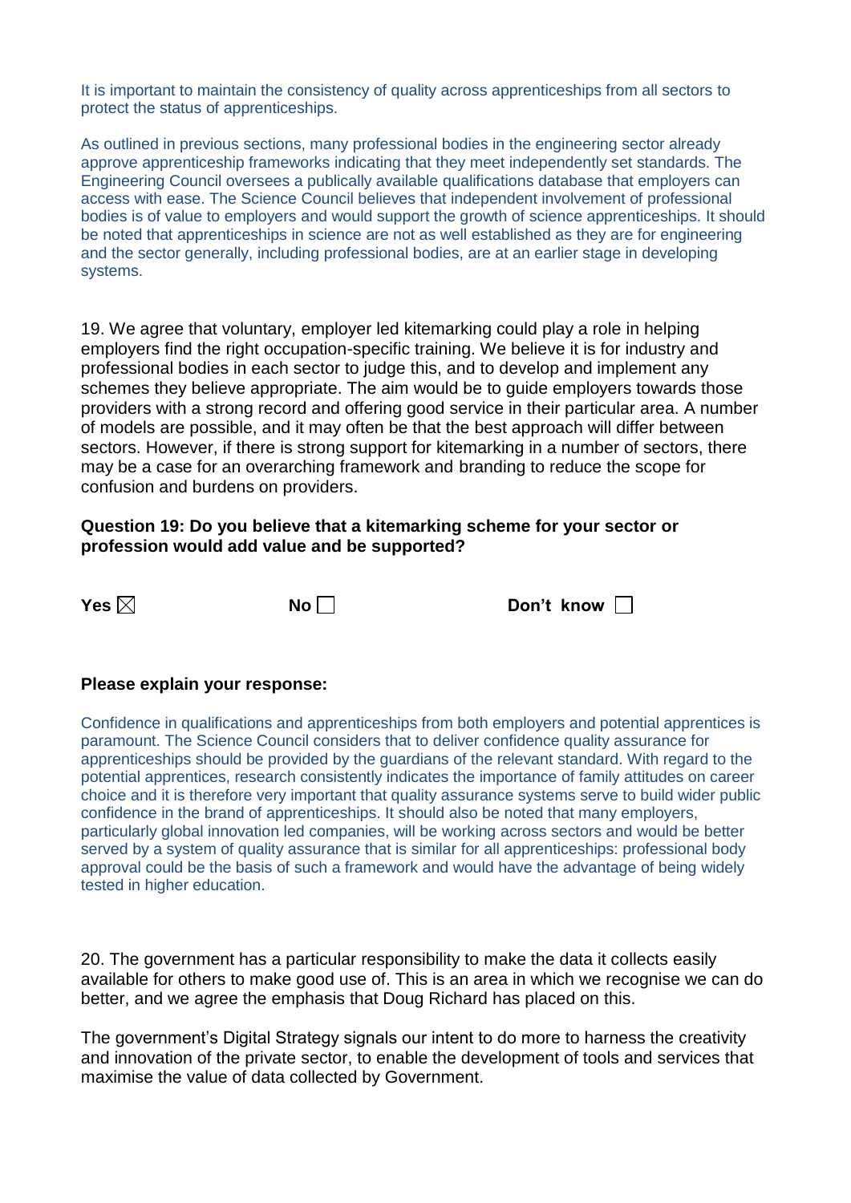It is important to maintain the consistency of quality across apprenticeships from all sectors to protect the status of apprenticeships.

As outlined in previous sections, many professional bodies in the engineering sector already approve apprenticeship frameworks indicating that they meet independently set standards. The Engineering Council oversees a publically available qualifications database that employers can access with ease. The Science Council believes that independent involvement of professional bodies is of value to employers and would support the growth of science apprenticeships. It should be noted that apprenticeships in science are not as well established as they are for engineering and the sector generally, including professional bodies, are at an earlier stage in developing systems.

19. We agree that voluntary, employer led kitemarking could play a role in helping employers find the right occupation-specific training. We believe it is for industry and professional bodies in each sector to judge this, and to develop and implement any schemes they believe appropriate. The aim would be to guide employers towards those providers with a strong record and offering good service in their particular area. A number of models are possible, and it may often be that the best approach will differ between sectors. However, if there is strong support for kitemarking in a number of sectors, there may be a case for an overarching framework and branding to reduce the scope for confusion and burdens on providers.

**Question 19: Do you believe that a kitemarking scheme for your sector or profession would add value and be supported?**

**Yes** ☒ **No** ☐ **Don't know** ☐

**Please explain your response:**

Confidence in qualifications and apprenticeships from both employers and potential apprentices is paramount. The Science Council considers that to deliver confidence quality assurance for apprenticeships should be provided by the guardians of the relevant standard. With regard to the potential apprentices, research consistently indicates the importance of family attitudes on career choice and it is therefore very important that quality assurance systems serve to build wider public confidence in the brand of apprenticeships. It should also be noted that many employers, particularly global innovation led companies, will be working across sectors and would be better served by a system of quality assurance that is similar for all apprenticeships: professional body approval could be the basis of such a framework and would have the advantage of being widely tested in higher education.

20. The government has a particular responsibility to make the data it collects easily available for others to make good use of. This is an area in which we recognise we can do better, and we agree the emphasis that Doug Richard has placed on this.

The government's Digital Strategy signals our intent to do more to harness the creativity and innovation of the private sector, to enable the development of tools and services that maximise the value of data collected by Government.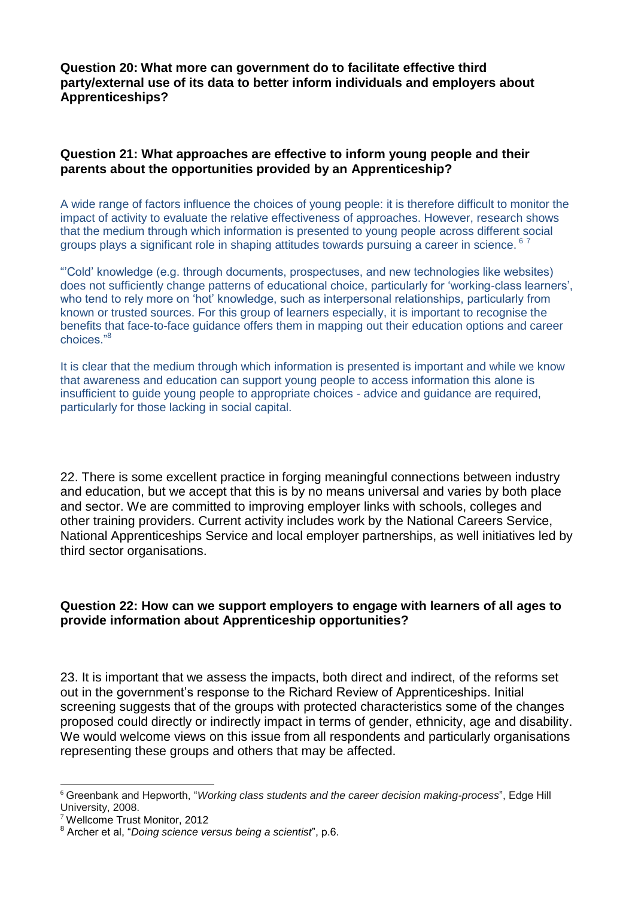**Question 20: What more can government do to facilitate effective third party/external use of its data to better inform individuals and employers about Apprenticeships?**

**Question 21: What approaches are effective to inform young people and their parents about the opportunities provided by an Apprenticeship?**

A wide range of factors influence the choices of young people: it is therefore difficult to monitor the impact of activity to evaluate the relative effectiveness of approaches. However, research shows that the medium through which information is presented to young people across different social groups plays a significant role in shaping attitudes towards pursuing a career in science. [6] [7]

"'Cold' knowledge (e.g. through documents, prospectuses, and new technologies like websites) does not sufficiently change patterns of educational choice, particularly for 'working-class learners', who tend to rely more on 'hot' knowledge, such as interpersonal relationships, particularly from known or trusted sources. For this group of learners especially, it is important to recognise the benefits that face-to-face guidance offers them in mapping out their education options and career choices."[8]

It is clear that the medium through which information is presented is important and while we know that awareness and education can support young people to access information this alone is insufficient to guide young people to appropriate choices - advice and guidance are required, particularly for those lacking in social capital.

22. There is some excellent practice in forging meaningful connections between industry and education, but we accept that this is by no means universal and varies by both place and sector. We are committed to improving employer links with schools, colleges and other training providers. Current activity includes work by the National Careers Service, National Apprenticeships Service and local employer partnerships, as well initiatives led by third sector organisations.

**Question 22: How can we support employers to engage with learners of all ages to provide information about Apprenticeship opportunities?**

23. It is important that we assess the impacts, both direct and indirect, of the reforms set out in the government's response to the Richard Review of Apprenticeships. Initial screening suggests that of the groups with protected characteristics some of the changes proposed could directly or indirectly impact in terms of gender, ethnicity, age and disability. We would welcome views on this issue from all respondents and particularly organisations representing these groups and others that may be affected.

---

[6] Greenbank and Hepworth, "*Working class students and the career decision making-process*", Edge Hill University, 2008.

[7] Wellcome Trust Monitor, 2012

[8] Archer et al, "*Doing science versus being a scientist*", p.6.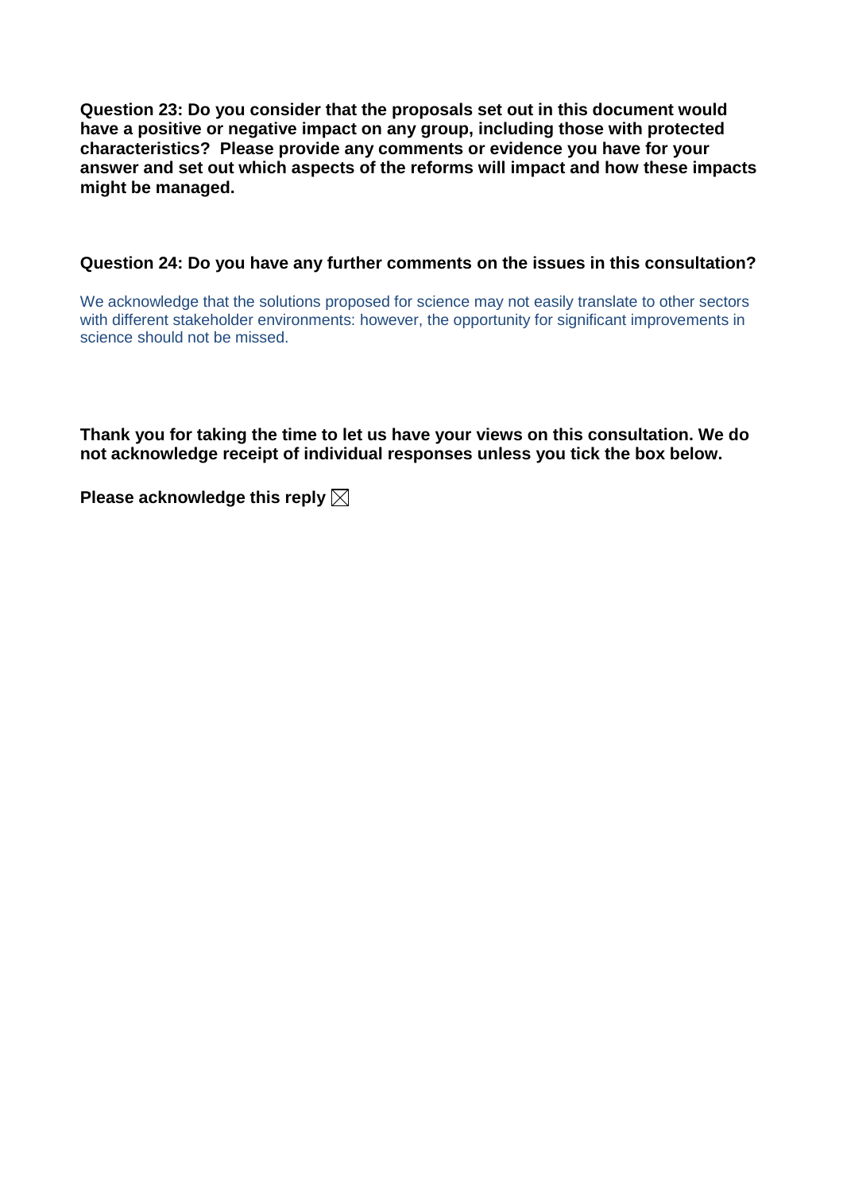**Question 23: Do you consider that the proposals set out in this document would have a positive or negative impact on any group, including those with protected characteristics? Please provide any comments or evidence you have for your answer and set out which aspects of the reforms will impact and how these impacts might be managed.**

**Question 24: Do you have any further comments on the issues in this consultation?**

We acknowledge that the solutions proposed for science may not easily translate to other sectors with different stakeholder environments: however, the opportunity for significant improvements in science should not be missed.

**Thank you for taking the time to let us have your views on this consultation. We do not acknowledge receipt of individual responses unless you tick the box below.**

**Please acknowledge this reply** ☒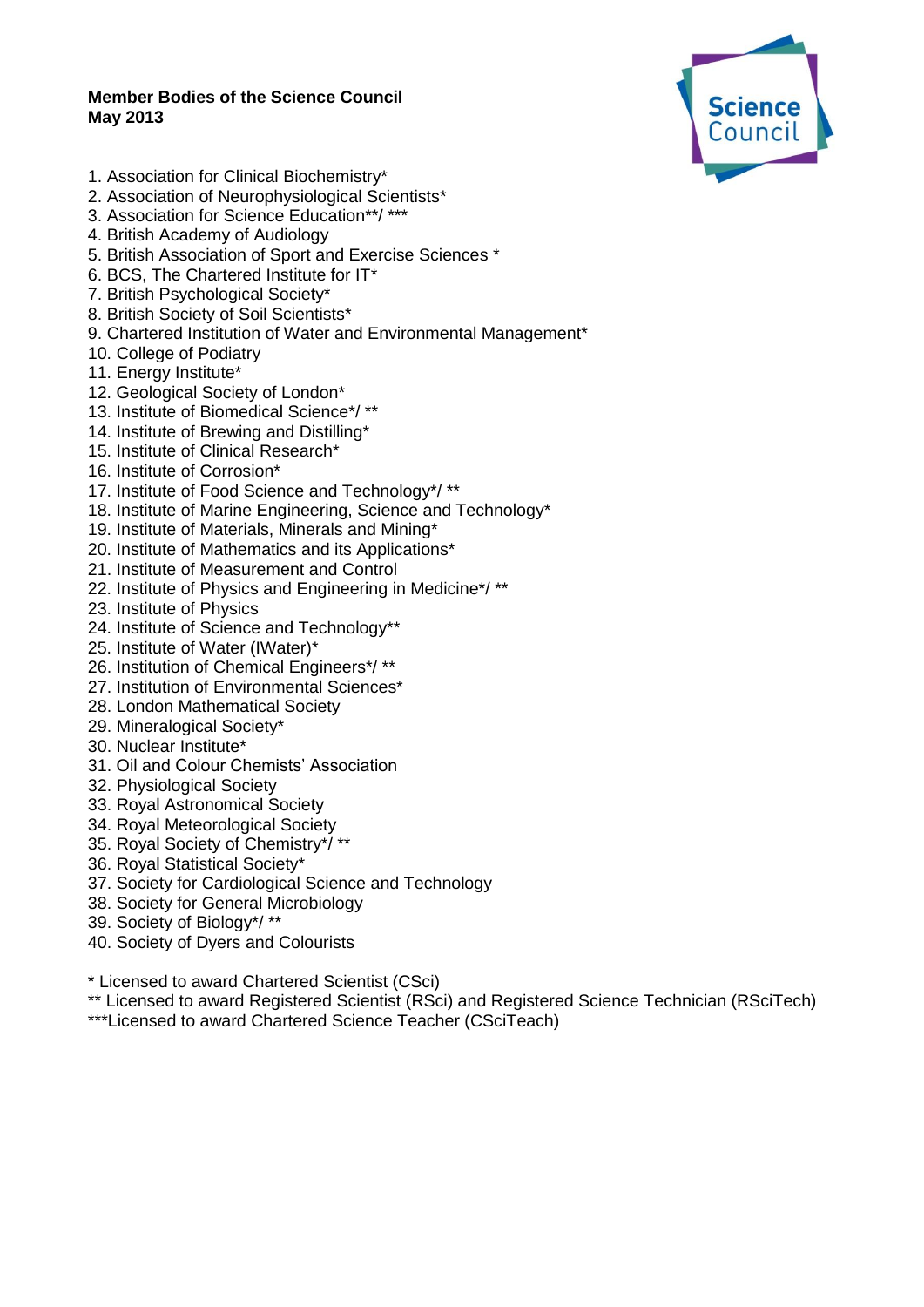**Member Bodies of the Science Council**
**May 2013**

1. Association for Clinical Biochemistry*
2. Association of Neurophysiological Scientists*
3. Association for Science Education**/ ***
4. British Academy of Audiology
5. British Association of Sport and Exercise Sciences *
6. BCS, The Chartered Institute for IT*
7. British Psychological Society*
8. British Society of Soil Scientists*
9. Chartered Institution of Water and Environmental Management*
10. College of Podiatry
11. Energy Institute*
12. Geological Society of London*
13. Institute of Biomedical Science*/ **
14. Institute of Brewing and Distilling*
15. Institute of Clinical Research*
16. Institute of Corrosion*
17. Institute of Food Science and Technology*/ **
18. Institute of Marine Engineering, Science and Technology*
19. Institute of Materials, Minerals and Mining*
20. Institute of Mathematics and its Applications*
21. Institute of Measurement and Control
22. Institute of Physics and Engineering in Medicine*/ **
23. Institute of Physics
24. Institute of Science and Technology**
25. Institute of Water (IWater)*
26. Institution of Chemical Engineers*/ **
27. Institution of Environmental Sciences*
28. London Mathematical Society
29. Mineralogical Society*
30. Nuclear Institute*
31. Oil and Colour Chemists' Association
32. Physiological Society
33. Royal Astronomical Society
34. Royal Meteorological Society
35. Royal Society of Chemistry*/ **
36. Royal Statistical Society*
37. Society for Cardiological Science and Technology
38. Society for General Microbiology
39. Society of Biology*/ **
40. Society of Dyers and Colourists

\* Licensed to award Chartered Scientist (CSci)

** Licensed to award Registered Scientist (RSci) and Registered Science Technician (RSciTech)

***Licensed to award Chartered Science Teacher (CSciTeach)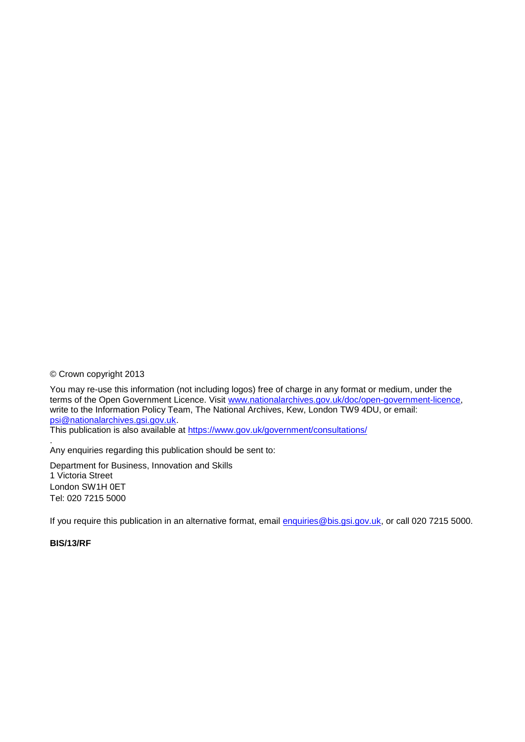© Crown copyright 2013

You may re-use this information (not including logos) free of charge in any format or medium, under the terms of the Open Government Licence. Visit www.nationalarchives.gov.uk/doc/open-government-licence, write to the Information Policy Team, The National Archives, Kew, London TW9 4DU, or email: psi@nationalarchives.gsi.gov.uk.
This publication is also available at https://www.gov.uk/government/consultations/
.
Any enquiries regarding this publication should be sent to:

Department for Business, Innovation and Skills
1 Victoria Street
London SW1H 0ET
Tel: 020 7215 5000

If you require this publication in an alternative format, email enquiries@bis.gsi.gov.uk, or call 020 7215 5000.

**BIS/13/RF**